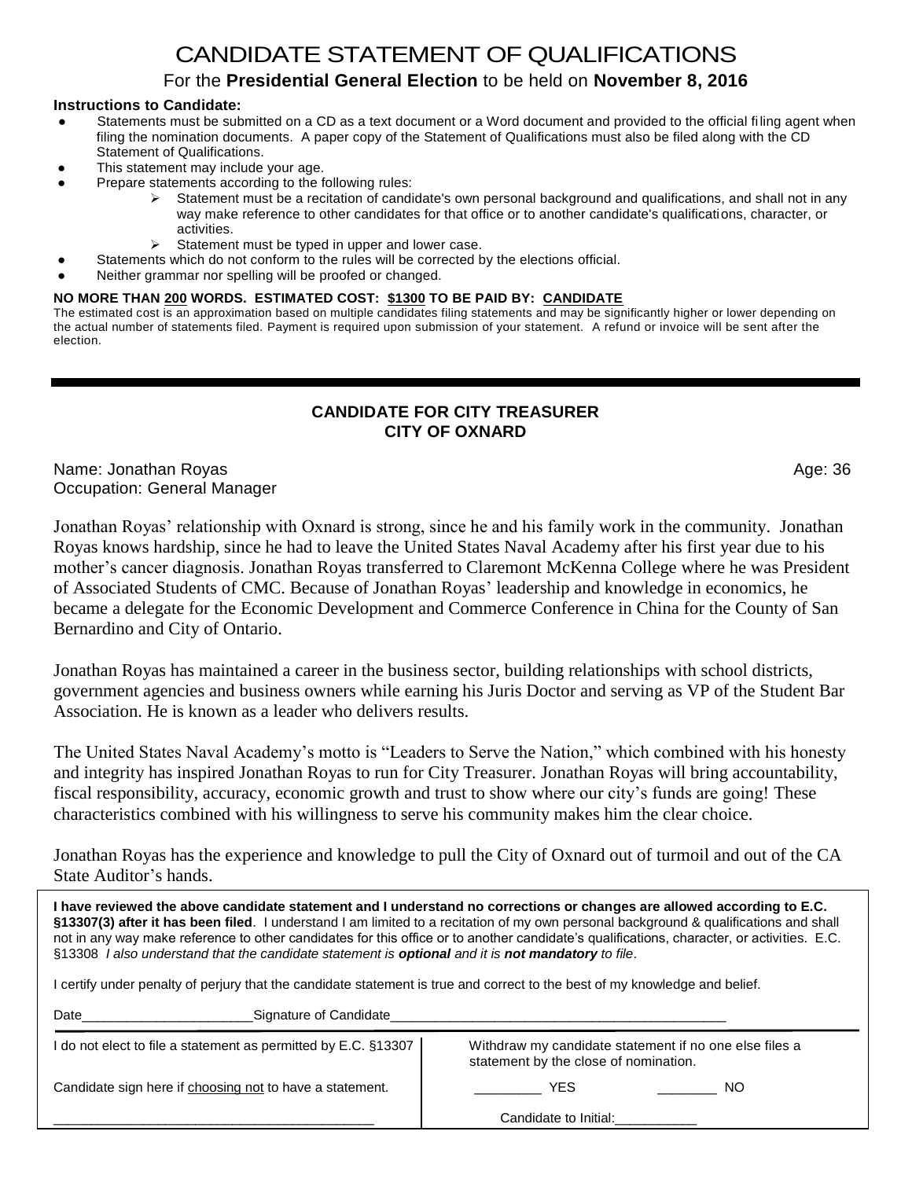# CANDIDATE STATEMENT OF QUALIFICATIONS

## For the **Presidential General Election** to be held on **November 8, 2016**

**Instructions to Candidate:**

- Statements must be submitted on a CD as a text document or a Word document and provided to the official filing agent when filing the nomination documents. A paper copy of the Statement of Qualifications must also be filed along with the CD Statement of Qualifications.
- This statement may include your age.
- Prepare statements according to the following rules:
  - Statement must be a recitation of candidate's own personal background and qualifications, and shall not in any way make reference to other candidates for that office or to another candidate's qualifications, character, or activities.
  - Statement must be typed in upper and lower case.
- Statements which do not conform to the rules will be corrected by the elections official.
- Neither grammar nor spelling will be proofed or changed.

**NO MORE THAN 200 WORDS. ESTIMATED COST: $1300 TO BE PAID BY: CANDIDATE**

The estimated cost is an approximation based on multiple candidates filing statements and may be significantly higher or lower depending on the actual number of statements filed. Payment is required upon submission of your statement. A refund or invoice will be sent after the election.

---

**CANDIDATE FOR CITY TREASURER**
**CITY OF OXNARD**

Name: Jonathan Royas
Age: 36
Occupation: General Manager

Jonathan Royas' relationship with Oxnard is strong, since he and his family work in the community. Jonathan Royas knows hardship, since he had to leave the United States Naval Academy after his first year due to his mother's cancer diagnosis. Jonathan Royas transferred to Claremont McKenna College where he was President of Associated Students of CMC. Because of Jonathan Royas' leadership and knowledge in economics, he became a delegate for the Economic Development and Commerce Conference in China for the County of San Bernardino and City of Ontario.

Jonathan Royas has maintained a career in the business sector, building relationships with school districts, government agencies and business owners while earning his Juris Doctor and serving as VP of the Student Bar Association. He is known as a leader who delivers results.

The United States Naval Academy's motto is "Leaders to Serve the Nation," which combined with his honesty and integrity has inspired Jonathan Royas to run for City Treasurer. Jonathan Royas will bring accountability, fiscal responsibility, accuracy, economic growth and trust to show where our city's funds are going! These characteristics combined with his willingness to serve his community makes him the clear choice.

Jonathan Royas has the experience and knowledge to pull the City of Oxnard out of turmoil and out of the CA State Auditor's hands.

**I have reviewed the above candidate statement and I understand no corrections or changes are allowed according to E.C. §13307(3) after it has been filed**. I understand I am limited to a recitation of my own personal background & qualifications and shall not in any way make reference to other candidates for this office or to another candidate's qualifications, character, or activities. E.C. §13308 *I also understand that the candidate statement is **optional** and it is **not mandatory** to file*.

I certify under penalty of perjury that the candidate statement is true and correct to the best of my knowledge and belief.

Date______________________ Signature of Candidate_____________________________________________

| I do not elect to file a statement as permitted by E.C. §13307 | Withdraw my candidate statement if no one else files a statement by the close of nomination. |
|---|---|
| Candidate sign here if choosing not to have a statement. | _________ YES ________ NO |
| ____________________________________________ | Candidate to Initial:___________ |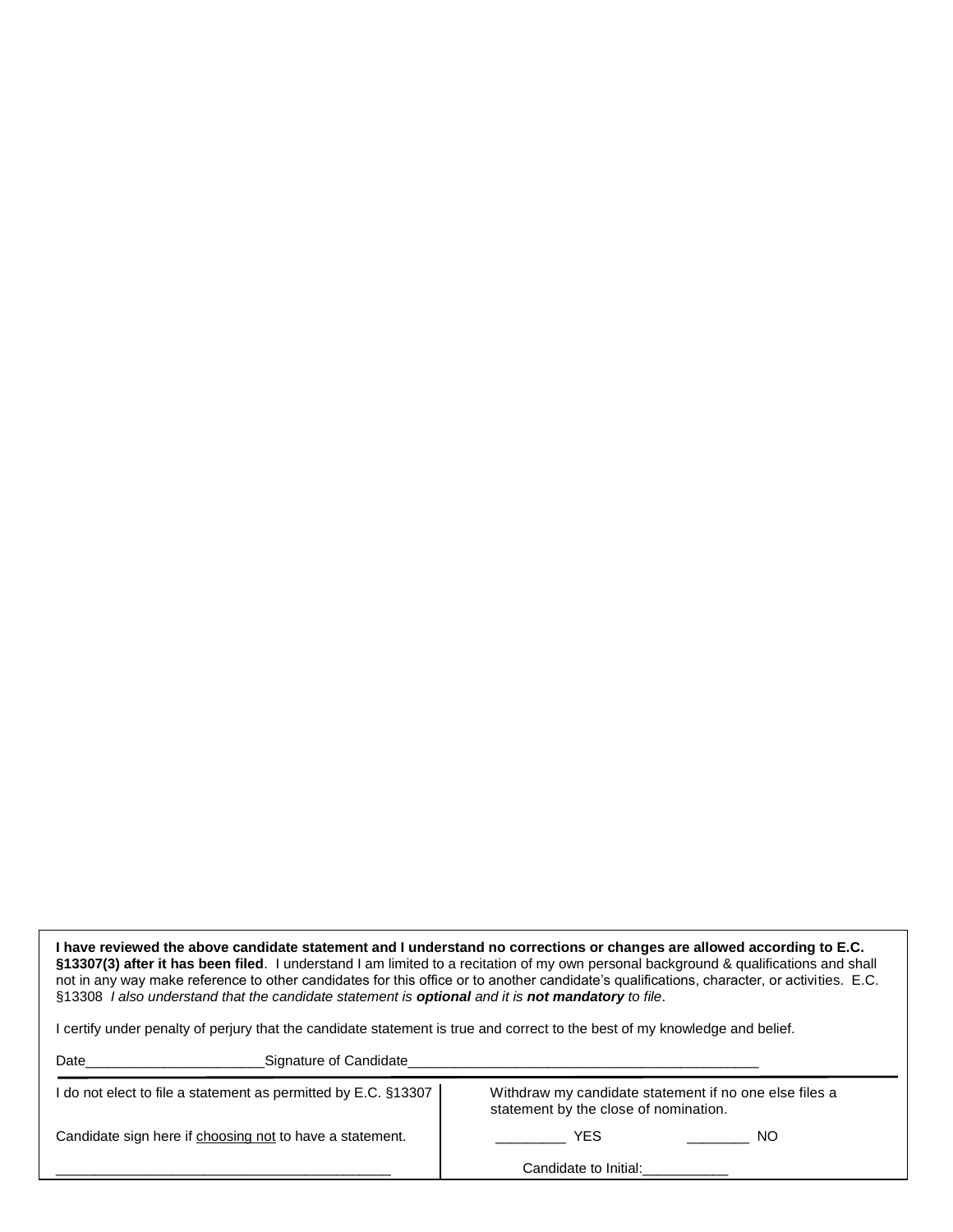**I have reviewed the above candidate statement and I understand no corrections or changes are allowed according to E.C. §13307(3) after it has been filed**. I understand I am limited to a recitation of my own personal background & qualifications and shall not in any way make reference to other candidates for this office or to another candidate's qualifications, character, or activities. E.C. §13308 *I also understand that the candidate statement is* ***optional*** *and it is* ***not mandatory*** *to file*.

I certify under penalty of perjury that the candidate statement is true and correct to the best of my knowledge and belief.

Date______________________Signature of Candidate_____________________________________________

| | |
|---|---|
| I do not elect to file a statement as permitted by E.C. §13307 | Withdraw my candidate statement if no one else files a statement by the close of nomination. |
| Candidate sign here if choosing not to have a statement. | _________ YES ________ NO |
| ___________________________________________ | Candidate to Initial:___________ |